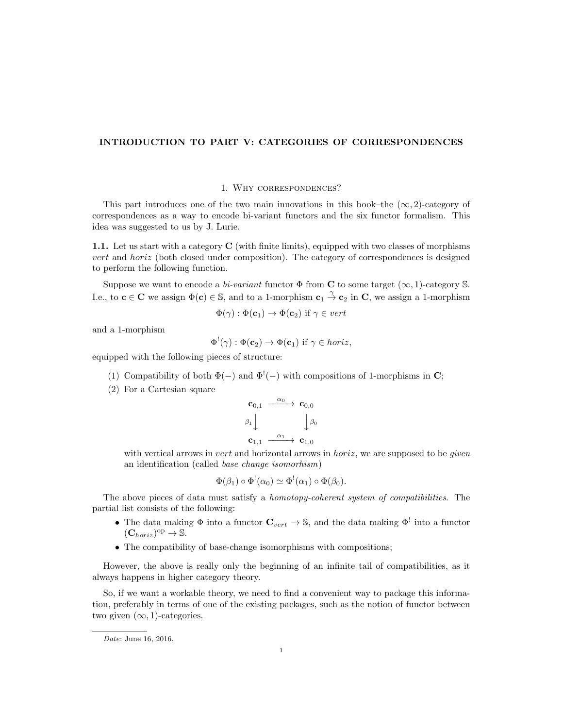# INTRODUCTION TO PART V: CATEGORIES OF CORRESPONDENCES

## 1. Why correspondences?

This part introduces one of the two main innovations in this book–the $(\infty, 2)$-category of correspondences as a way to encode bi-variant functors and the six functor formalism. This idea was suggested to us by J. Lurie.

**1.1.** Let us start with a category $\mathbf{C}$ (with finite limits), equipped with two classes of morphisms *vert* and *horiz* (both closed under composition). The category of correspondences is designed to perform the following function.

Suppose we want to encode a *bi-variant* functor $\Phi$ from $\mathbf{C}$ to some target $(\infty, 1)$-category $\mathbb{S}$. I.e., to $\mathbf{c} \in \mathbf{C}$ we assign $\Phi(\mathbf{c}) \in \mathbb{S}$, and to a 1-morphism $\mathbf{c}_1 \overset{\gamma}{\to} \mathbf{c}_2$ in $\mathbf{C}$, we assign a 1-morphism

$$\Phi(\gamma) : \Phi(\mathbf{c}_1) \to \Phi(\mathbf{c}_2) \text{ if } \gamma \in vert$$

and a 1-morphism

$$\Phi^!(\gamma) : \Phi(\mathbf{c}_2) \to \Phi(\mathbf{c}_1) \text{ if } \gamma \in horiz,$$

equipped with the following pieces of structure:

(1) Compatibility of both $\Phi(-)$ and $\Phi^!(-)$ with compositions of 1-morphisms in $\mathbf{C}$;

(2) For a Cartesian square

$$\begin{array}{ccc} \mathbf{c}_{0,1} & \xrightarrow{\alpha_0} & \mathbf{c}_{0,0} \\ {\scriptstyle \beta_1}\downarrow & & \downarrow{\scriptstyle \beta_0} \\ \mathbf{c}_{1,1} & \xrightarrow{\alpha_1} & \mathbf{c}_{1,0} \end{array}$$

with vertical arrows in *vert* and horizontal arrows in *horiz*, we are supposed to be *given* an identification (called *base change isomorhism*)

$$\Phi(\beta_1) \circ \Phi^!(\alpha_0) \simeq \Phi^!(\alpha_1) \circ \Phi(\beta_0).$$

The above pieces of data must satisfy a *homotopy-coherent system of compatibilities*. The partial list consists of the following:

- The data making $\Phi$ into a functor $\mathbf{C}_{vert} \to \mathbb{S}$, and the data making $\Phi^!$ into a functor $(\mathbf{C}_{horiz})^{\mathrm{op}} \to \mathbb{S}$.
- The compatibility of base-change isomorphisms with compositions;

However, the above is really only the beginning of an infinite tail of compatibilities, as it always happens in higher category theory.

So, if we want a workable theory, we need to find a convenient way to package this information, preferably in terms of one of the existing packages, such as the notion of functor between two given $(\infty, 1)$-categories.

*Date*: June 16, 2016.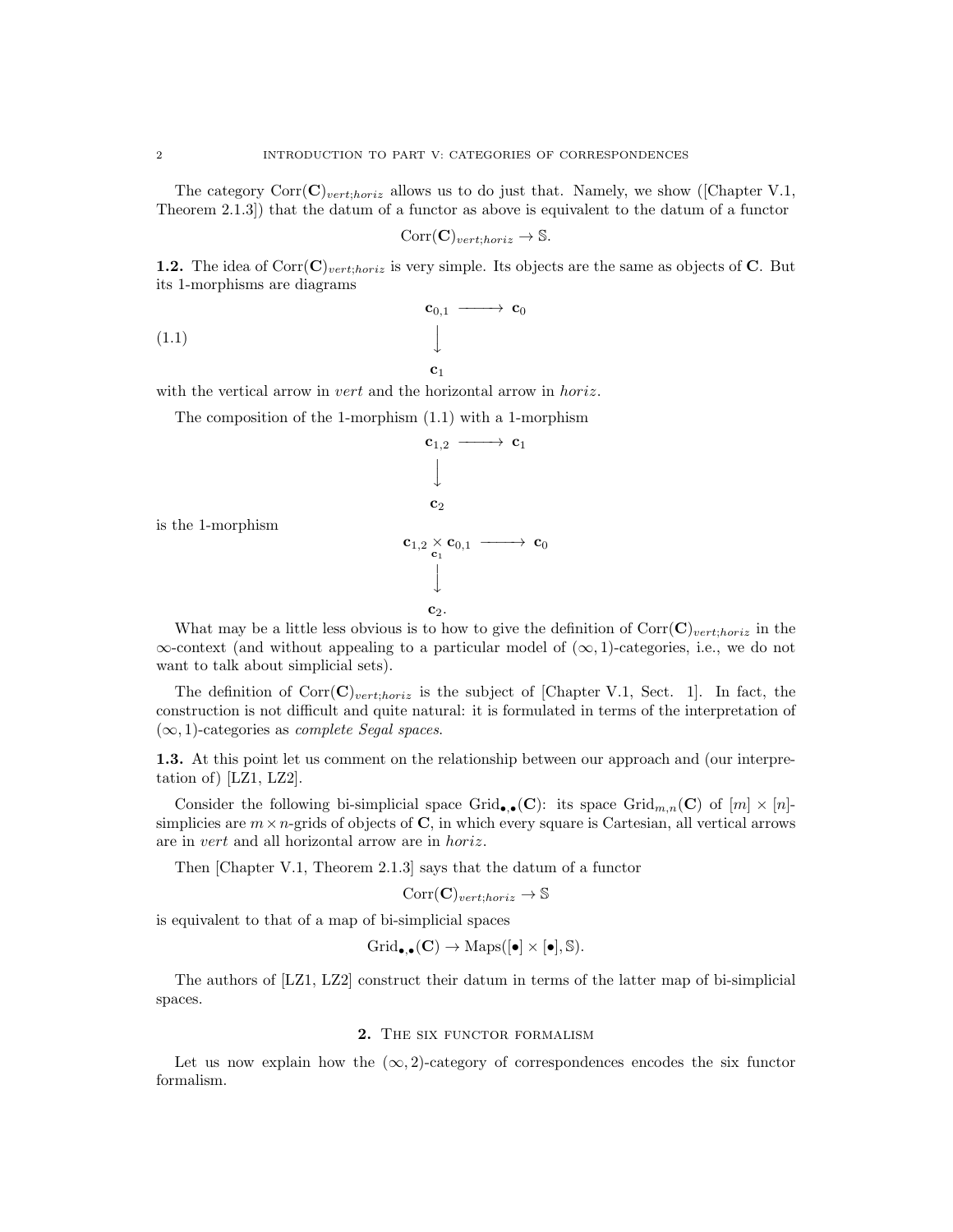The category $\text{Corr}(\mathbf{C})_{vert;horiz}$ allows us to do just that. Namely, we show ([Chapter V.1, Theorem 2.1.3]) that the datum of a functor as above is equivalent to the datum of a functor

$$\text{Corr}(\mathbf{C})_{vert;horiz} \to \mathbb{S}.$$

**1.2.** The idea of $\text{Corr}(\mathbf{C})_{vert;horiz}$ is very simple. Its objects are the same as objects of $\mathbf{C}$. But its 1-morphisms are diagrams

$$\begin{array}{ccc} \mathbf{c}_{0,1} & \longrightarrow & \mathbf{c}_0 \\ \Big\downarrow & & \\ \mathbf{c}_1 & & \end{array} \tag{1.1}$$

with the vertical arrow in *vert* and the horizontal arrow in *horiz*.

The composition of the 1-morphism (1.1) with a 1-morphism

$$\begin{array}{ccc} \mathbf{c}_{1,2} & \longrightarrow & \mathbf{c}_1 \\ \Big\downarrow & & \\ \mathbf{c}_2 & & \end{array}$$

is the 1-morphism

$$\begin{array}{ccc} \mathbf{c}_{1,2} \underset{\mathbf{c}_1}{\times} \mathbf{c}_{0,1} & \longrightarrow & \mathbf{c}_0 \\ \Big\downarrow & & \\ \mathbf{c}_2. & & \end{array}$$

What may be a little less obvious is to how to give the definition of $\text{Corr}(\mathbf{C})_{vert;horiz}$ in the $\infty$-context (and without appealing to a particular model of $(\infty,1)$-categories, i.e., we do not want to talk about simplicial sets).

The definition of $\text{Corr}(\mathbf{C})_{vert;horiz}$ is the subject of [Chapter V.1, Sect. 1]. In fact, the construction is not difficult and quite natural: it is formulated in terms of the interpretation of $(\infty,1)$-categories as *complete Segal spaces*.

**1.3.** At this point let us comment on the relationship between our approach and (our interpretation of) [LZ1, LZ2].

Consider the following bi-simplicial space $\text{Grid}_{\bullet,\bullet}(\mathbf{C})$: its space $\text{Grid}_{m,n}(\mathbf{C})$ of $[m] \times [n]$-simplicies are $m \times n$-grids of objects of $\mathbf{C}$, in which every square is Cartesian, all vertical arrows are in *vert* and all horizontal arrow are in *horiz*.

Then [Chapter V.1, Theorem 2.1.3] says that the datum of a functor

$$\text{Corr}(\mathbf{C})_{vert;horiz} \to \mathbb{S}$$

is equivalent to that of a map of bi-simplicial spaces

$$\text{Grid}_{\bullet,\bullet}(\mathbf{C}) \to \text{Maps}([\bullet] \times [\bullet], \mathbb{S}).$$

The authors of [LZ1, LZ2] construct their datum in terms of the latter map of bi-simplicial spaces.

## 2. The six functor formalism

Let us now explain how the $(\infty,2)$-category of correspondences encodes the six functor formalism.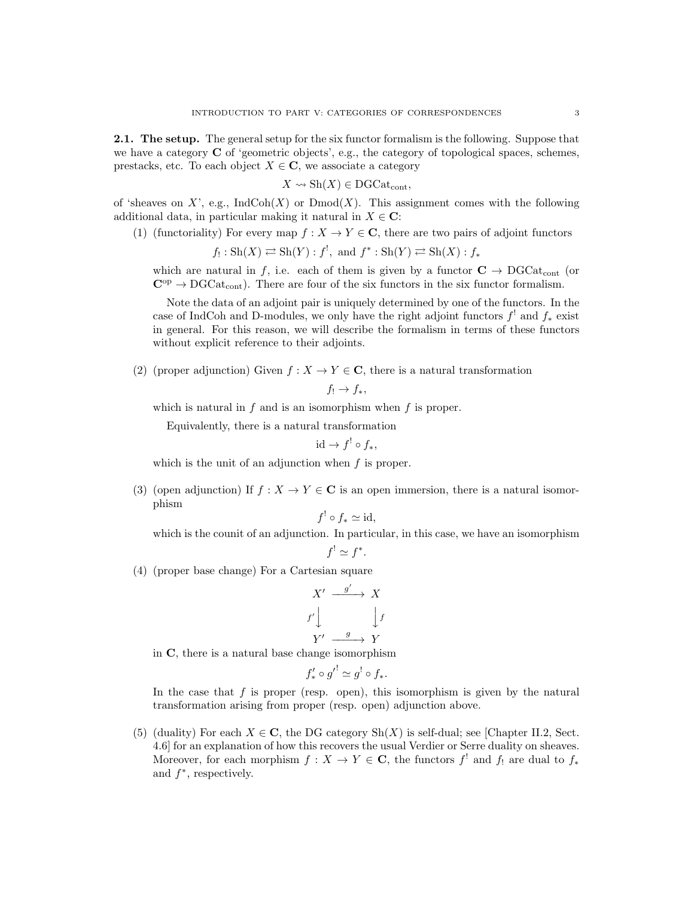**2.1. The setup.** The general setup for the six functor formalism is the following. Suppose that we have a category $\mathbf{C}$ of 'geometric objects', e.g., the category of topological spaces, schemes, prestacks, etc. To each object $X \in \mathbf{C}$, we associate a category

$$X \rightsquigarrow \mathrm{Sh}(X) \in \mathrm{DGCat}_{\mathrm{cont}},$$

of 'sheaves on $X$', e.g., $\mathrm{IndCoh}(X)$ or $\mathrm{Dmod}(X)$. This assignment comes with the following additional data, in particular making it natural in $X \in \mathbf{C}$:

(1) (functoriality) For every map $f : X \to Y \in \mathbf{C}$, there are two pairs of adjoint functors

$$f_! : \mathrm{Sh}(X) \rightleftarrows \mathrm{Sh}(Y) : f^!, \text{ and } f^* : \mathrm{Sh}(Y) \rightleftarrows \mathrm{Sh}(X) : f_*$$

which are natural in $f$, i.e. each of them is given by a functor $\mathbf{C} \to \mathrm{DGCat}_{\mathrm{cont}}$ (or $\mathbf{C}^{\mathrm{op}} \to \mathrm{DGCat}_{\mathrm{cont}}$). There are four of the six functors in the six functor formalism.

Note the data of an adjoint pair is uniquely determined by one of the functors. In the case of IndCoh and D-modules, we only have the right adjoint functors $f^!$ and $f_*$ exist in general. For this reason, we will describe the formalism in terms of these functors without explicit reference to their adjoints.

(2) (proper adjunction) Given $f : X \to Y \in \mathbf{C}$, there is a natural transformation

$$f_! \to f_*,$$

which is natural in $f$ and is an isomorphism when $f$ is proper.

Equivalently, there is a natural transformation

$$\mathrm{id} \to f^! \circ f_*,$$

which is the unit of an adjunction when $f$ is proper.

(3) (open adjunction) If $f : X \to Y \in \mathbf{C}$ is an open immersion, there is a natural isomorphism

$$f^! \circ f_* \simeq \mathrm{id},$$

which is the counit of an adjunction. In particular, in this case, we have an isomorphism

$$f^! \simeq f^*.$$

(4) (proper base change) For a Cartesian square

$$\begin{array}{ccc} X' & \xrightarrow{g'} & X \\ {\scriptstyle f'}\downarrow & & \downarrow{\scriptstyle f} \\ Y' & \xrightarrow{g} & Y \end{array}$$

in $\mathbf{C}$, there is a natural base change isomorphism

$$f'_* \circ g'^! \simeq g^! \circ f_*.$$

In the case that $f$ is proper (resp. open), this isomorphism is given by the natural transformation arising from proper (resp. open) adjunction above.

(5) (duality) For each $X \in \mathbf{C}$, the DG category $\mathrm{Sh}(X)$ is self-dual; see [Chapter II.2, Sect. 4.6] for an explanation of how this recovers the usual Verdier or Serre duality on sheaves. Moreover, for each morphism $f : X \to Y \in \mathbf{C}$, the functors $f^!$ and $f_!$ are dual to $f_*$ and $f^*$, respectively.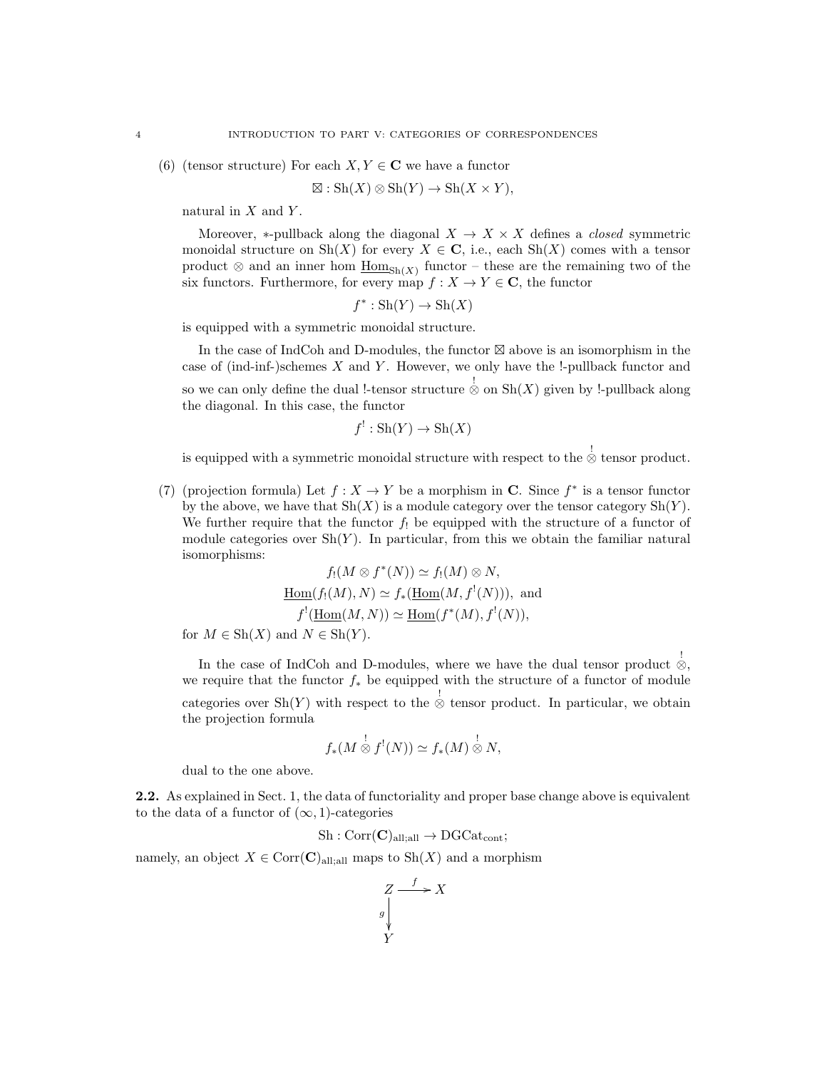(6) (tensor structure) For each $X, Y \in \mathbf{C}$ we have a functor

$$\boxtimes : \mathrm{Sh}(X) \otimes \mathrm{Sh}(Y) \to \mathrm{Sh}(X \times Y),$$

natural in $X$ and $Y$.

Moreover, $*$-pullback along the diagonal $X \to X \times X$ defines a *closed* symmetric monoidal structure on $\mathrm{Sh}(X)$ for every $X \in \mathbf{C}$, i.e., each $\mathrm{Sh}(X)$ comes with a tensor product $\otimes$ and an inner hom $\underline{\mathrm{Hom}}_{\mathrm{Sh}(X)}$ functor – these are the remaining two of the six functors. Furthermore, for every map $f : X \to Y \in \mathbf{C}$, the functor

$$f^* : \mathrm{Sh}(Y) \to \mathrm{Sh}(X)$$

is equipped with a symmetric monoidal structure.

In the case of IndCoh and D-modules, the functor $\boxtimes$ above is an isomorphism in the case of (ind-inf-)schemes $X$ and $Y$. However, we only have the !-pullback functor and so we can only define the dual !-tensor structure $\overset{!}{\otimes}$ on $\mathrm{Sh}(X)$ given by !-pullback along the diagonal. In this case, the functor

$$f^! : \mathrm{Sh}(Y) \to \mathrm{Sh}(X)$$

is equipped with a symmetric monoidal structure with respect to the $\overset{!}{\otimes}$ tensor product.

(7) (projection formula) Let $f : X \to Y$ be a morphism in $\mathbf{C}$. Since $f^*$ is a tensor functor by the above, we have that $\mathrm{Sh}(X)$ is a module category over the tensor category $\mathrm{Sh}(Y)$. We further require that the functor $f_!$ be equipped with the structure of a functor of module categories over $\mathrm{Sh}(Y)$. In particular, from this we obtain the familiar natural isomorphisms:

$$f_!(M \otimes f^*(N)) \simeq f_!(M) \otimes N,$$
$$\underline{\mathrm{Hom}}(f_!(M), N) \simeq f_*(\underline{\mathrm{Hom}}(M, f^!(N))), \text{ and}$$
$$f^!(\underline{\mathrm{Hom}}(M, N)) \simeq \underline{\mathrm{Hom}}(f^*(M), f^!(N)),$$

for $M \in \mathrm{Sh}(X)$ and $N \in \mathrm{Sh}(Y)$.

In the case of IndCoh and D-modules, where we have the dual tensor product $\overset{!}{\otimes}$, we require that the functor $f_*$ be equipped with the structure of a functor of module categories over $\mathrm{Sh}(Y)$ with respect to the $\overset{!}{\otimes}$ tensor product. In particular, we obtain the projection formula

$$f_*(M \overset{!}{\otimes} f^!(N)) \simeq f_*(M) \overset{!}{\otimes} N,$$

dual to the one above.

**2.2.** As explained in Sect. 1, the data of functoriality and proper base change above is equivalent to the data of a functor of $(\infty, 1)$-categories

$$\mathrm{Sh} : \mathrm{Corr}(\mathbf{C})_{\mathrm{all;all}} \to \mathrm{DGCat}_{\mathrm{cont}};$$

namely, an object $X \in \mathrm{Corr}(\mathbf{C})_{\mathrm{all;all}}$ maps to $\mathrm{Sh}(X)$ and a morphism

$$\begin{array}{ccc} Z & \xrightarrow{f} & X \\ {\scriptstyle g}\downarrow & & \\ Y & & \end{array}$$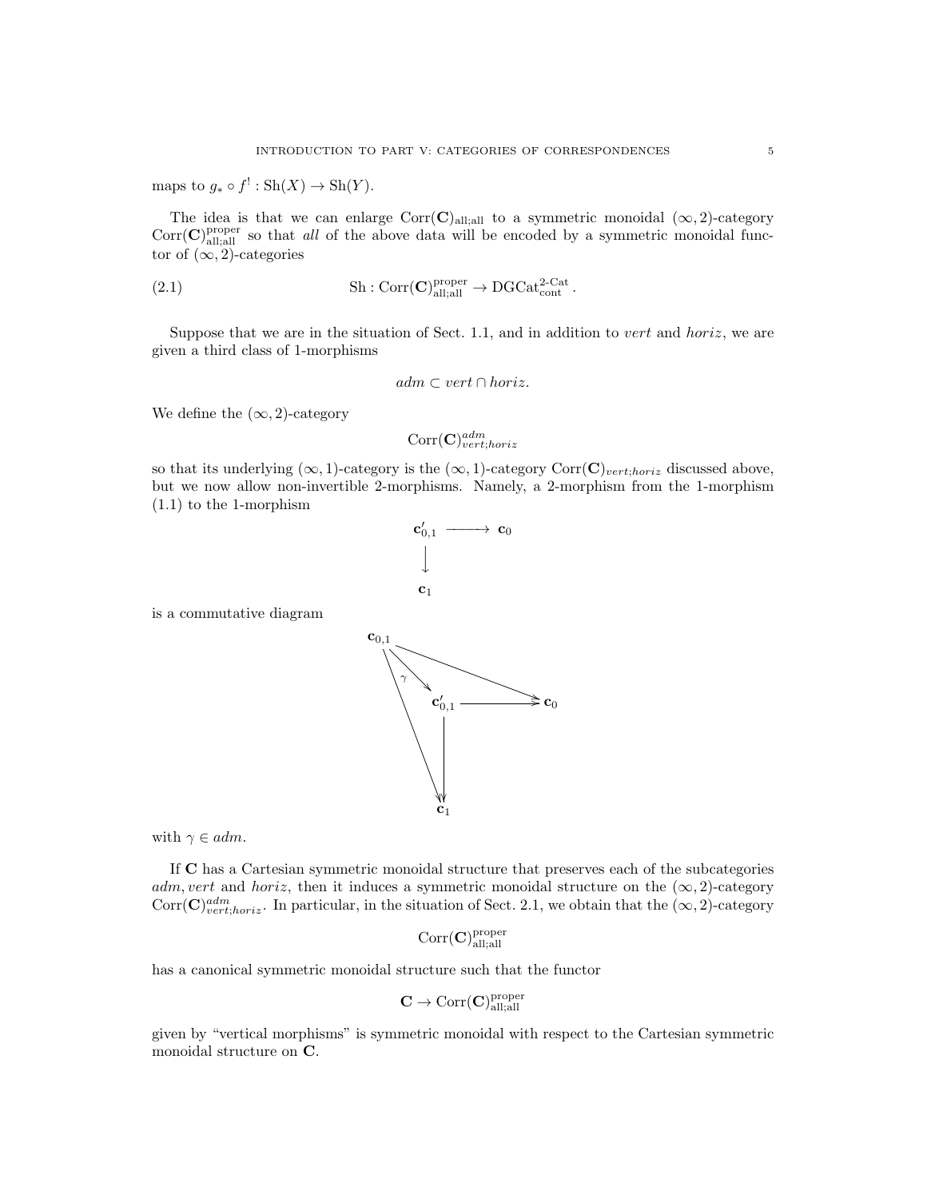maps to $g_* \circ f^! : \mathrm{Sh}(X) \to \mathrm{Sh}(Y)$.

The idea is that we can enlarge $\mathrm{Corr}(\mathbf{C})_{\mathrm{all;all}}$ to a symmetric monoidal $(\infty, 2)$-category $\mathrm{Corr}(\mathbf{C})^{\mathrm{proper}}_{\mathrm{all;all}}$ so that *all* of the above data will be encoded by a symmetric monoidal functor of $(\infty, 2)$-categories

$$\mathrm{Sh} : \mathrm{Corr}(\mathbf{C})^{\mathrm{proper}}_{\mathrm{all;all}} \to \mathrm{DGCat}^{\text{2-Cat}}_{\mathrm{cont}}. \tag{2.1}$$

Suppose that we are in the situation of Sect. 1.1, and in addition to *vert* and *horiz*, we are given a third class of 1-morphisms

$$adm \subset vert \cap horiz.$$

We define the $(\infty, 2)$-category

$$\mathrm{Corr}(\mathbf{C})^{adm}_{vert;horiz}$$

so that its underlying $(\infty, 1)$-category is the $(\infty, 1)$-category $\mathrm{Corr}(\mathbf{C})_{vert;horiz}$ discussed above, but we now allow non-invertible 2-morphisms. Namely, a 2-morphism from the 1-morphism (1.1) to the 1-morphism

$$\begin{array}{ccc} \mathbf{c}'_{0,1} & \longrightarrow & \mathbf{c}_0 \\ \downarrow & & \\ \mathbf{c}_1 & & \end{array}$$

is a commutative diagram

$$\begin{array}{c} \mathbf{c}_{0,1} \xrightarrow{\gamma} \mathbf{c}'_{0,1},\quad \mathbf{c}_{0,1} \to \mathbf{c}_0,\quad \mathbf{c}_{0,1} \to \mathbf{c}_1 \\ \mathbf{c}'_{0,1} \longrightarrow \mathbf{c}_0,\quad \mathbf{c}'_{0,1} \longrightarrow \mathbf{c}_1 \end{array}$$

with $\gamma \in adm$.

If $\mathbf{C}$ has a Cartesian symmetric monoidal structure that preserves each of the subcategories $adm, vert$ and $horiz$, then it induces a symmetric monoidal structure on the $(\infty, 2)$-category $\mathrm{Corr}(\mathbf{C})^{adm}_{vert;horiz}$. In particular, in the situation of Sect. 2.1, we obtain that the $(\infty, 2)$-category

$$\mathrm{Corr}(\mathbf{C})^{\mathrm{proper}}_{\mathrm{all;all}}$$

has a canonical symmetric monoidal structure such that the functor

$$\mathbf{C} \to \mathrm{Corr}(\mathbf{C})^{\mathrm{proper}}_{\mathrm{all;all}}$$

given by "vertical morphisms" is symmetric monoidal with respect to the Cartesian symmetric monoidal structure on $\mathbf{C}$.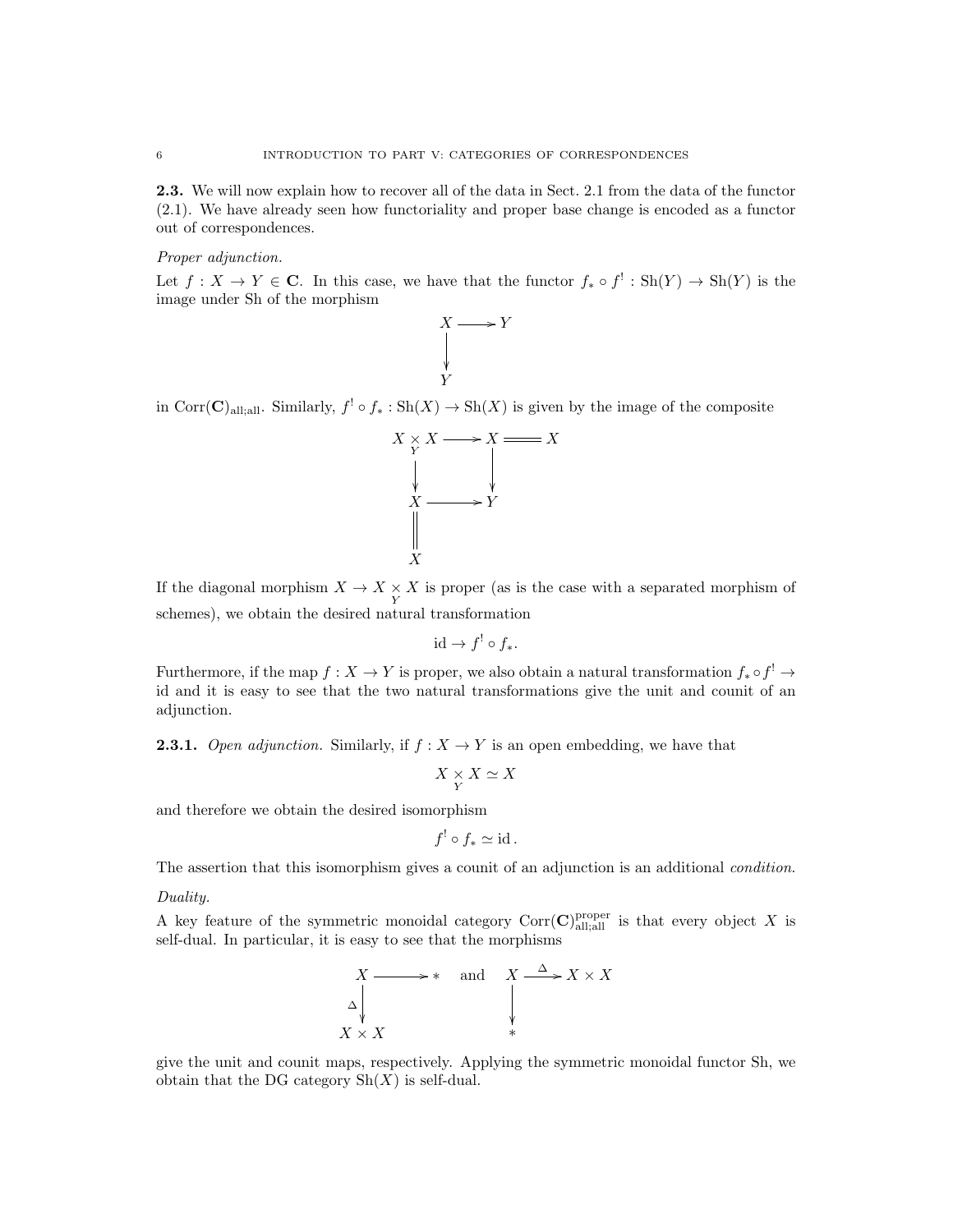**2.3.** We will now explain how to recover all of the data in Sect. 2.1 from the data of the functor (2.1). We have already seen how functoriality and proper base change is encoded as a functor out of correspondences.

*Proper adjunction.*

Let $f : X \to Y \in \mathbf{C}$. In this case, we have that the functor $f_* \circ f^! : \mathrm{Sh}(Y) \to \mathrm{Sh}(Y)$ is the image under Sh of the morphism

$$\begin{array}{ccc} X & \longrightarrow & Y \\ \downarrow & & \\ Y & & \end{array}$$

in $\mathrm{Corr}(\mathbf{C})_{\mathrm{all;all}}$. Similarly, $f^! \circ f_* : \mathrm{Sh}(X) \to \mathrm{Sh}(X)$ is given by the image of the composite

$$\begin{array}{ccccc} X \underset{Y}{\times} X & \longrightarrow & X & = & X \\ \downarrow & & \downarrow & & \\ X & \longrightarrow & Y & & \\ \| & & & & \\ X & & & & \end{array}$$

If the diagonal morphism $X \to X \underset{Y}{\times} X$ is proper (as is the case with a separated morphism of schemes), we obtain the desired natural transformation

$$\mathrm{id} \to f^! \circ f_*.$$

Furthermore, if the map $f : X \to Y$ is proper, we also obtain a natural transformation $f_* \circ f^! \to \mathrm{id}$ and it is easy to see that the two natural transformations give the unit and counit of an adjunction.

**2.3.1.** *Open adjunction.* Similarly, if $f : X \to Y$ is an open embedding, we have that

$$X \underset{Y}{\times} X \simeq X$$

and therefore we obtain the desired isomorphism

$$f^! \circ f_* \simeq \mathrm{id}\,.$$

The assertion that this isomorphism gives a counit of an adjunction is an additional *condition*.

*Duality.*

A key feature of the symmetric monoidal category $\mathrm{Corr}(\mathbf{C})^{\mathrm{proper}}_{\mathrm{all;all}}$ is that every object $X$ is self-dual. In particular, it is easy to see that the morphisms

$$\begin{array}{ccc} X & \longrightarrow & * \\ {\scriptstyle\Delta}\downarrow & & \\ X \times X & & \end{array} \quad \text{and} \quad \begin{array}{ccc} X & \xrightarrow{\Delta} & X \times X \\ \downarrow & & \\ * & & \end{array}$$

give the unit and counit maps, respectively. Applying the symmetric monoidal functor Sh, we obtain that the DG category $\mathrm{Sh}(X)$ is self-dual.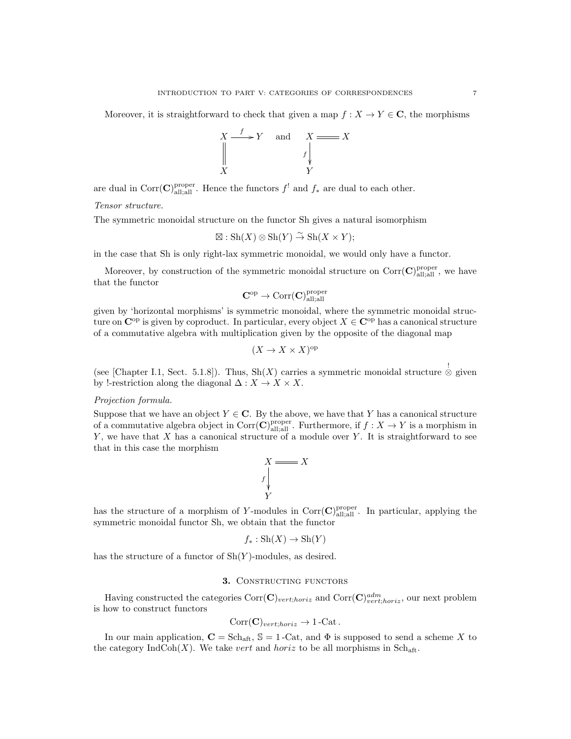Moreover, it is straightforward to check that given a map $f : X \to Y \in \mathbf{C}$, the morphisms

$$\begin{array}{ccc} X & \xrightarrow{f} & Y \\ \| & & \\ X & & \end{array} \quad \text{and} \quad \begin{array}{ccc} X & = & X \\ {\scriptstyle f}\downarrow & & \\ Y & & \end{array}$$

are dual in $\mathrm{Corr}(\mathbf{C})^{\mathrm{proper}}_{\mathrm{all;all}}$. Hence the functors $f^!$ and $f_*$ are dual to each other.

*Tensor structure.*

The symmetric monoidal structure on the functor Sh gives a natural isomorphism

$$\boxtimes : \mathrm{Sh}(X) \otimes \mathrm{Sh}(Y) \xrightarrow{\sim} \mathrm{Sh}(X \times Y);$$

in the case that Sh is only right-lax symmetric monoidal, we would only have a functor.

Moreover, by construction of the symmetric monoidal structure on $\mathrm{Corr}(\mathbf{C})^{\mathrm{proper}}_{\mathrm{all;all}}$, we have that the functor

$$\mathbf{C}^{\mathrm{op}} \to \mathrm{Corr}(\mathbf{C})^{\mathrm{proper}}_{\mathrm{all;all}}$$

given by 'horizontal morphisms' is symmetric monoidal, where the symmetric monoidal structure on $\mathbf{C}^{\mathrm{op}}$ is given by coproduct. In particular, every object $X \in \mathbf{C}^{\mathrm{op}}$ has a canonical structure of a commutative algebra with multiplication given by the opposite of the diagonal map

$$(X \to X \times X)^{\mathrm{op}}$$

(see [Chapter I.1, Sect. 5.1.8]). Thus, $\mathrm{Sh}(X)$ carries a symmetric monoidal structure $\overset{!}{\otimes}$ given by !-restriction along the diagonal $\Delta : X \to X \times X$.

*Projection formula.*

Suppose that we have an object $Y \in \mathbf{C}$. By the above, we have that $Y$ has a canonical structure of a commutative algebra object in $\mathrm{Corr}(\mathbf{C})^{\mathrm{proper}}_{\mathrm{all;all}}$. Furthermore, if $f : X \to Y$ is a morphism in $Y$, we have that $X$ has a canonical structure of a module over $Y$. It is straightforward to see that in this case the morphism

$$\begin{array}{ccc} X & = & X \\ {\scriptstyle f}\downarrow & & \\ Y & & \end{array}$$

has the structure of a morphism of $Y$-modules in $\mathrm{Corr}(\mathbf{C})^{\mathrm{proper}}_{\mathrm{all;all}}$. In particular, applying the symmetric monoidal functor Sh, we obtain that the functor

$$f_* : \mathrm{Sh}(X) \to \mathrm{Sh}(Y)$$

has the structure of a functor of $\mathrm{Sh}(Y)$-modules, as desired.

## 3. Constructing functors

Having constructed the categories $\mathrm{Corr}(\mathbf{C})_{vert;horiz}$ and $\mathrm{Corr}(\mathbf{C})^{adm}_{vert;horiz}$, our next problem is how to construct functors

$$\mathrm{Corr}(\mathbf{C})_{vert;horiz} \to 1\text{-}\mathrm{Cat}\,.$$

In our main application, $\mathbf{C} = \mathrm{Sch}_{\mathrm{aft}}$, $\mathbb{S} = 1\text{-}\mathrm{Cat}$, and $\Phi$ is supposed to send a scheme $X$ to the category $\mathrm{IndCoh}(X)$. We take *vert* and *horiz* to be all morphisms in $\mathrm{Sch}_{\mathrm{aft}}$.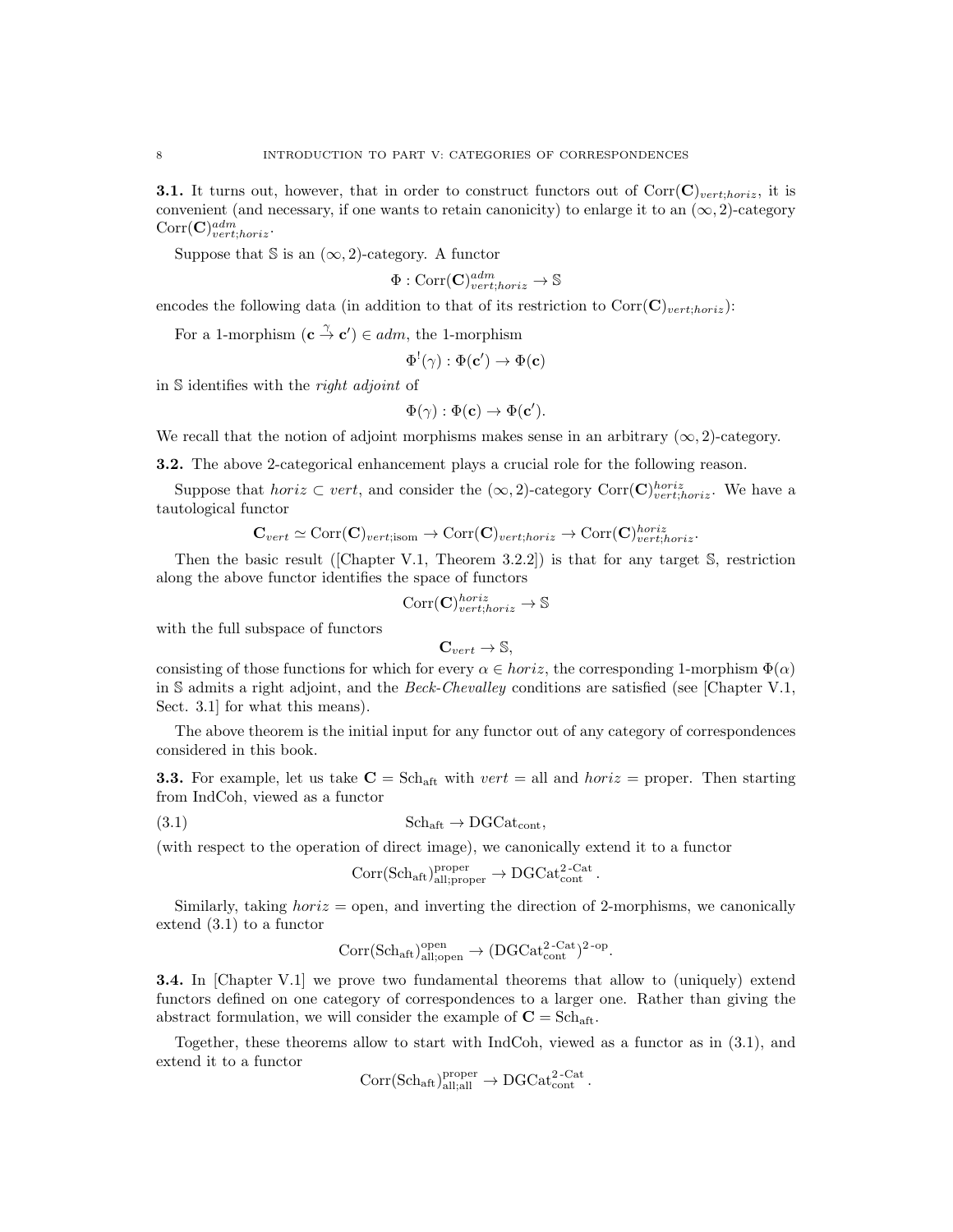**3.1.** It turns out, however, that in order to construct functors out of $\text{Corr}(\mathbf{C})_{vert;horiz}$, it is convenient (and necessary, if one wants to retain canonicity) to enlarge it to an $(\infty, 2)$-category $\text{Corr}(\mathbf{C})^{adm}_{vert;horiz}$.

Suppose that $\mathbb{S}$ is an $(\infty, 2)$-category. A functor

$$\Phi : \text{Corr}(\mathbf{C})^{adm}_{vert;horiz} \to \mathbb{S}$$

encodes the following data (in addition to that of its restriction to $\text{Corr}(\mathbf{C})_{vert;horiz}$):

For a 1-morphism $(\mathbf{c} \overset{\gamma}{\to} \mathbf{c}') \in adm$, the 1-morphism

$$\Phi^!(\gamma) : \Phi(\mathbf{c}') \to \Phi(\mathbf{c})$$

in $\mathbb{S}$ identifies with the *right adjoint* of

$$\Phi(\gamma) : \Phi(\mathbf{c}) \to \Phi(\mathbf{c}').$$

We recall that the notion of adjoint morphisms makes sense in an arbitrary $(\infty, 2)$-category.

**3.2.** The above 2-categorical enhancement plays a crucial role for the following reason.

Suppose that $horiz \subset vert$, and consider the $(\infty, 2)$-category $\text{Corr}(\mathbf{C})^{horiz}_{vert;horiz}$. We have a tautological functor

$$\mathbf{C}_{vert} \simeq \text{Corr}(\mathbf{C})_{vert;\text{isom}} \to \text{Corr}(\mathbf{C})_{vert;horiz} \to \text{Corr}(\mathbf{C})^{horiz}_{vert;horiz}.$$

Then the basic result ([Chapter V.1, Theorem 3.2.2]) is that for any target $\mathbb{S}$, restriction along the above functor identifies the space of functors

$$\text{Corr}(\mathbf{C})^{horiz}_{vert;horiz} \to \mathbb{S}$$

with the full subspace of functors

$$\mathbf{C}_{vert} \to \mathbb{S},$$

consisting of those functions for which for every $\alpha \in horiz$, the corresponding 1-morphism $\Phi(\alpha)$ in $\mathbb{S}$ admits a right adjoint, and the *Beck-Chevalley* conditions are satisfied (see [Chapter V.1, Sect. 3.1] for what this means).

The above theorem is the initial input for any functor out of any category of correspondences considered in this book.

**3.3.** For example, let us take $\mathbf{C} = \text{Sch}_{\text{aft}}$ with $vert$ = all and $horiz$ = proper. Then starting from IndCoh, viewed as a functor

$$\text{Sch}_{\text{aft}} \to \text{DGCat}_{\text{cont}}, \tag{3.1}$$

(with respect to the operation of direct image), we canonically extend it to a functor

$$\text{Corr}(\text{Sch}_{\text{aft}})^{\text{proper}}_{\text{all;proper}} \to \text{DGCat}^{2\text{-Cat}}_{\text{cont}}.$$

Similarly, taking $horiz$ = open, and inverting the direction of 2-morphisms, we canonically extend (3.1) to a functor

$$\text{Corr}(\text{Sch}_{\text{aft}})^{\text{open}}_{\text{all;open}} \to (\text{DGCat}^{2\text{-Cat}}_{\text{cont}})^{2\text{-op}}.$$

**3.4.** In [Chapter V.1] we prove two fundamental theorems that allow to (uniquely) extend functors defined on one category of correspondences to a larger one. Rather than giving the abstract formulation, we will consider the example of $\mathbf{C} = \text{Sch}_{\text{aft}}$.

Together, these theorems allow to start with IndCoh, viewed as a functor as in (3.1), and extend it to a functor

$$\text{Corr}(\text{Sch}_{\text{aft}})^{\text{proper}}_{\text{all;all}} \to \text{DGCat}^{2\text{-Cat}}_{\text{cont}}.$$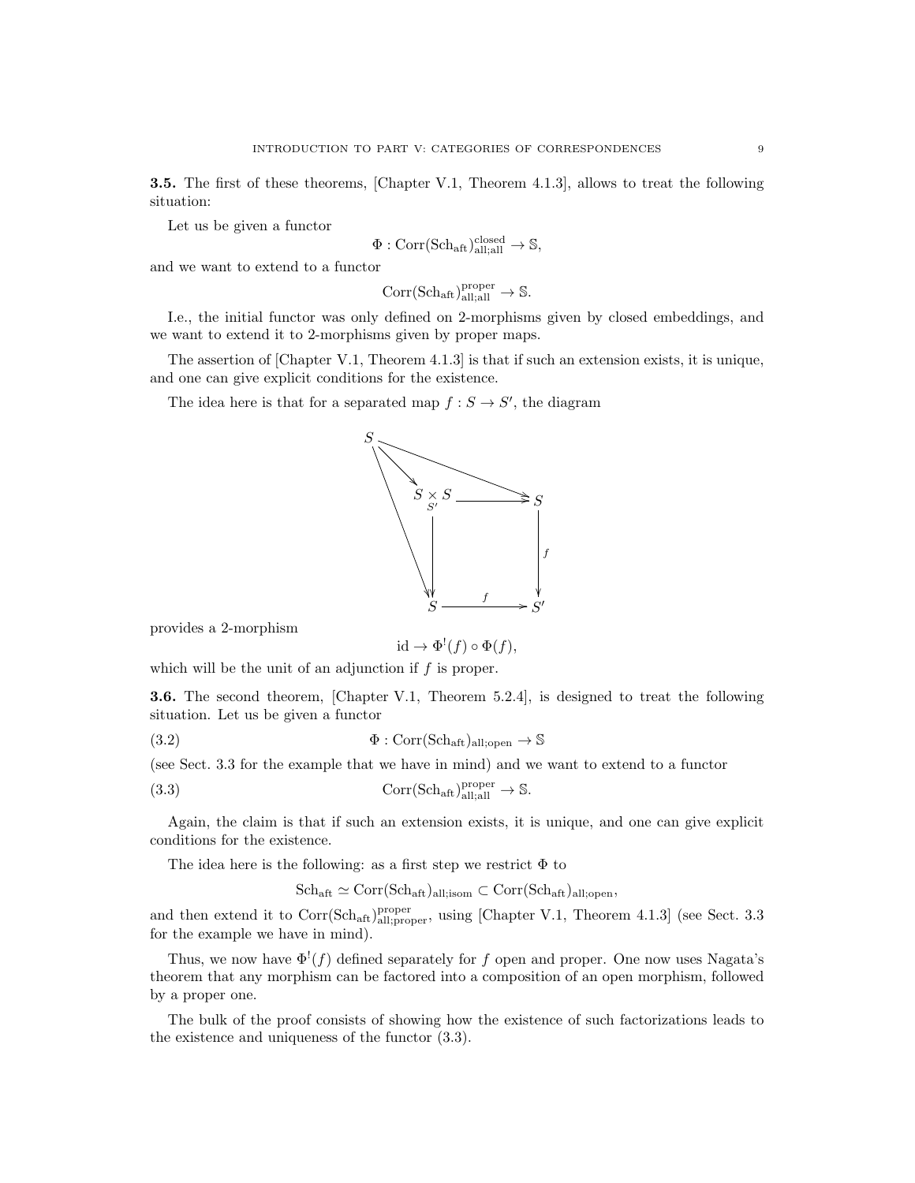**3.5.** The first of these theorems, [Chapter V.1, Theorem 4.1.3], allows to treat the following situation:

Let us be given a functor

$$\Phi : \mathrm{Corr}(\mathrm{Sch}_{\mathrm{aft}})^{\mathrm{closed}}_{\mathrm{all;all}} \to \mathbb{S},$$

and we want to extend to a functor

$$\mathrm{Corr}(\mathrm{Sch}_{\mathrm{aft}})^{\mathrm{proper}}_{\mathrm{all;all}} \to \mathbb{S}.$$

I.e., the initial functor was only defined on 2-morphisms given by closed embeddings, and we want to extend it to 2-morphisms given by proper maps.

The assertion of [Chapter V.1, Theorem 4.1.3] is that if such an extension exists, it is unique, and one can give explicit conditions for the existence.

The idea here is that for a separated map $f : S \to S'$, the diagram

$$\begin{array}{ccc} S \underset{S'}{\times} S & \longrightarrow & S \\ \downarrow & & \downarrow f \\ S & \xrightarrow{f} & S' \end{array}$$

(with arrows $S \to S \underset{S'}{\times} S$, $S \to S$ (top right), $S \to S$ (bottom left))

provides a 2-morphism

$$\mathrm{id} \to \Phi^!(f) \circ \Phi(f),$$

which will be the unit of an adjunction if $f$ is proper.

**3.6.** The second theorem, [Chapter V.1, Theorem 5.2.4], is designed to treat the following situation. Let us be given a functor

$$\Phi : \mathrm{Corr}(\mathrm{Sch}_{\mathrm{aft}})_{\mathrm{all;open}} \to \mathbb{S} \tag{3.2}$$

(see Sect. 3.3 for the example that we have in mind) and we want to extend to a functor

$$\mathrm{Corr}(\mathrm{Sch}_{\mathrm{aft}})^{\mathrm{proper}}_{\mathrm{all;all}} \to \mathbb{S}. \tag{3.3}$$

Again, the claim is that if such an extension exists, it is unique, and one can give explicit conditions for the existence.

The idea here is the following: as a first step we restrict $\Phi$ to

$$\mathrm{Sch}_{\mathrm{aft}} \simeq \mathrm{Corr}(\mathrm{Sch}_{\mathrm{aft}})_{\mathrm{all;isom}} \subset \mathrm{Corr}(\mathrm{Sch}_{\mathrm{aft}})_{\mathrm{all;open}},$$

and then extend it to $\mathrm{Corr}(\mathrm{Sch}_{\mathrm{aft}})^{\mathrm{proper}}_{\mathrm{all;proper}}$, using [Chapter V.1, Theorem 4.1.3] (see Sect. 3.3 for the example we have in mind).

Thus, we now have $\Phi^!(f)$ defined separately for $f$ open and proper. One now uses Nagata's theorem that any morphism can be factored into a composition of an open morphism, followed by a proper one.

The bulk of the proof consists of showing how the existence of such factorizations leads to the existence and uniqueness of the functor (3.3).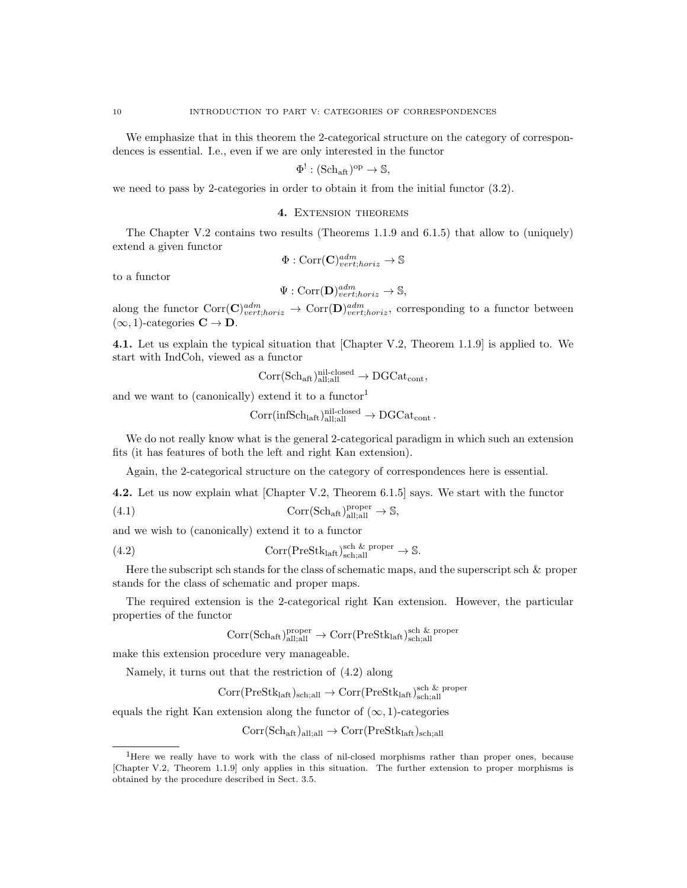We emphasize that in this theorem the 2-categorical structure on the category of correspondences is essential. I.e., even if we are only interested in the functor

$$\Phi^! : (\mathrm{Sch}_{\mathrm{aft}})^{\mathrm{op}} \to \mathbb{S},$$

we need to pass by 2-categories in order to obtain it from the initial functor (3.2).

## 4. Extension theorems

The Chapter V.2 contains two results (Theorems 1.1.9 and 6.1.5) that allow to (uniquely) extend a given functor

$$\Phi : \mathrm{Corr}(\mathbf{C})^{adm}_{vert;horiz} \to \mathbb{S}$$

to a functor

$$\Psi : \mathrm{Corr}(\mathbf{D})^{adm}_{vert;horiz} \to \mathbb{S},$$

along the functor $\mathrm{Corr}(\mathbf{C})^{adm}_{vert;horiz} \to \mathrm{Corr}(\mathbf{D})^{adm}_{vert;horiz}$, corresponding to a functor between $(\infty, 1)$-categories $\mathbf{C} \to \mathbf{D}$.

**4.1.** Let us explain the typical situation that [Chapter V.2, Theorem 1.1.9] is applied to. We start with IndCoh, viewed as a functor

$$\mathrm{Corr}(\mathrm{Sch}_{\mathrm{aft}})^{\text{nil-closed}}_{\mathrm{all;all}} \to \mathrm{DGCat}_{\mathrm{cont}},$$

and we want to (canonically) extend it to a functor[1]

$$\mathrm{Corr}(\mathrm{infSch}_{\mathrm{laft}})^{\text{nil-closed}}_{\mathrm{all;all}} \to \mathrm{DGCat}_{\mathrm{cont}}.$$

We do not really know what is the general 2-categorical paradigm in which such an extension fits (it has features of both the left and right Kan extension).

Again, the 2-categorical structure on the category of correspondences here is essential.

**4.2.** Let us now explain what [Chapter V.2, Theorem 6.1.5] says. We start with the functor

$$\mathrm{Corr}(\mathrm{Sch}_{\mathrm{aft}})^{\mathrm{proper}}_{\mathrm{all;all}} \to \mathbb{S}, \tag{4.1}$$

and we wish to (canonically) extend it to a functor

$$\mathrm{Corr}(\mathrm{PreStk}_{\mathrm{laft}})^{\text{sch \& proper}}_{\mathrm{sch;all}} \to \mathbb{S}. \tag{4.2}$$

Here the subscript sch stands for the class of schematic maps, and the superscript sch & proper stands for the class of schematic and proper maps.

The required extension is the 2-categorical right Kan extension. However, the particular properties of the functor

$$\mathrm{Corr}(\mathrm{Sch}_{\mathrm{aft}})^{\mathrm{proper}}_{\mathrm{all;all}} \to \mathrm{Corr}(\mathrm{PreStk}_{\mathrm{laft}})^{\text{sch \& proper}}_{\mathrm{sch;all}}$$

make this extension procedure very manageable.

Namely, it turns out that the restriction of (4.2) along

$$\mathrm{Corr}(\mathrm{PreStk}_{\mathrm{laft}})_{\mathrm{sch;all}} \to \mathrm{Corr}(\mathrm{PreStk}_{\mathrm{laft}})^{\text{sch \& proper}}_{\mathrm{sch;all}}$$

equals the right Kan extension along the functor of $(\infty, 1)$-categories

$$\mathrm{Corr}(\mathrm{Sch}_{\mathrm{aft}})_{\mathrm{all;all}} \to \mathrm{Corr}(\mathrm{PreStk}_{\mathrm{laft}})_{\mathrm{sch;all}}$$

[1] Here we really have to work with the class of nil-closed morphisms rather than proper ones, because [Chapter V.2, Theorem 1.1.9] only applies in this situation. The further extension to proper morphisms is obtained by the procedure described in Sect. 3.5.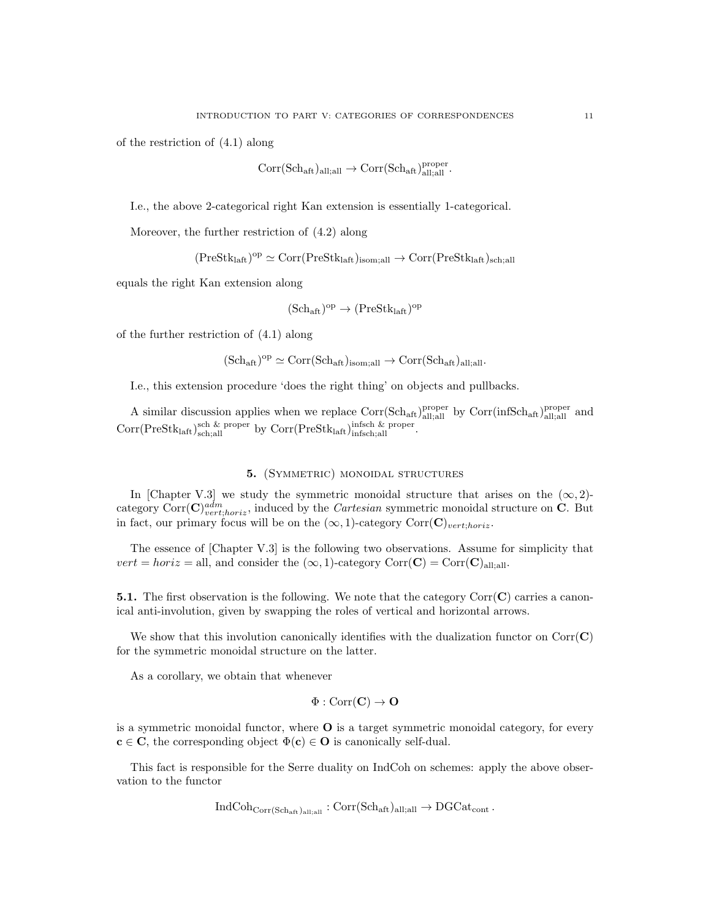of the restriction of (4.1) along

$$\mathrm{Corr}(\mathrm{Sch}_{\mathrm{aft}})_{\mathrm{all;all}} \to \mathrm{Corr}(\mathrm{Sch}_{\mathrm{aft}})^{\mathrm{proper}}_{\mathrm{all;all}}.$$

I.e., the above 2-categorical right Kan extension is essentially 1-categorical.

Moreover, the further restriction of (4.2) along

$$(\mathrm{PreStk}_{\mathrm{laft}})^{\mathrm{op}} \simeq \mathrm{Corr}(\mathrm{PreStk}_{\mathrm{laft}})_{\mathrm{isom;all}} \to \mathrm{Corr}(\mathrm{PreStk}_{\mathrm{laft}})_{\mathrm{sch;all}}$$

equals the right Kan extension along

$$(\mathrm{Sch}_{\mathrm{aft}})^{\mathrm{op}} \to (\mathrm{PreStk}_{\mathrm{laft}})^{\mathrm{op}}$$

of the further restriction of (4.1) along

$$(\mathrm{Sch}_{\mathrm{aft}})^{\mathrm{op}} \simeq \mathrm{Corr}(\mathrm{Sch}_{\mathrm{aft}})_{\mathrm{isom;all}} \to \mathrm{Corr}(\mathrm{Sch}_{\mathrm{aft}})_{\mathrm{all;all}}.$$

I.e., this extension procedure 'does the right thing' on objects and pullbacks.

A similar discussion applies when we replace $\mathrm{Corr}(\mathrm{Sch}_{\mathrm{aft}})^{\mathrm{proper}}_{\mathrm{all;all}}$ by $\mathrm{Corr}(\mathrm{infSch}_{\mathrm{aft}})^{\mathrm{proper}}_{\mathrm{all;all}}$ and $\mathrm{Corr}(\mathrm{PreStk}_{\mathrm{laft}})^{\mathrm{sch\ \&\ proper}}_{\mathrm{sch;all}}$ by $\mathrm{Corr}(\mathrm{PreStk}_{\mathrm{laft}})^{\mathrm{infsch\ \&\ proper}}_{\mathrm{infsch;all}}$.

## 5. (Symmetric) monoidal structures

In [Chapter V.3] we study the symmetric monoidal structure that arises on the $(\infty, 2)$-category $\mathrm{Corr}(\mathbf{C})^{adm}_{vert;horiz}$, induced by the *Cartesian* symmetric monoidal structure on $\mathbf{C}$. But in fact, our primary focus will be on the $(\infty, 1)$-category $\mathrm{Corr}(\mathbf{C})_{vert;horiz}$.

The essence of [Chapter V.3] is the following two observations. Assume for simplicity that $vert = horiz = \mathrm{all}$, and consider the $(\infty, 1)$-category $\mathrm{Corr}(\mathbf{C}) = \mathrm{Corr}(\mathbf{C})_{\mathrm{all;all}}$.

**5.1.** The first observation is the following. We note that the category $\mathrm{Corr}(\mathbf{C})$ carries a canonical anti-involution, given by swapping the roles of vertical and horizontal arrows.

We show that this involution canonically identifies with the dualization functor on $\mathrm{Corr}(\mathbf{C})$ for the symmetric monoidal structure on the latter.

As a corollary, we obtain that whenever

$$\Phi : \mathrm{Corr}(\mathbf{C}) \to \mathbf{O}$$

is a symmetric monoidal functor, where $\mathbf{O}$ is a target symmetric monoidal category, for every $\mathbf{c} \in \mathbf{C}$, the corresponding object $\Phi(\mathbf{c}) \in \mathbf{O}$ is canonically self-dual.

This fact is responsible for the Serre duality on IndCoh on schemes: apply the above observation to the functor

$$\mathrm{IndCoh}_{\mathrm{Corr}(\mathrm{Sch}_{\mathrm{aft}})_{\mathrm{all;all}}} : \mathrm{Corr}(\mathrm{Sch}_{\mathrm{aft}})_{\mathrm{all;all}} \to \mathrm{DGCat}_{\mathrm{cont}}.$$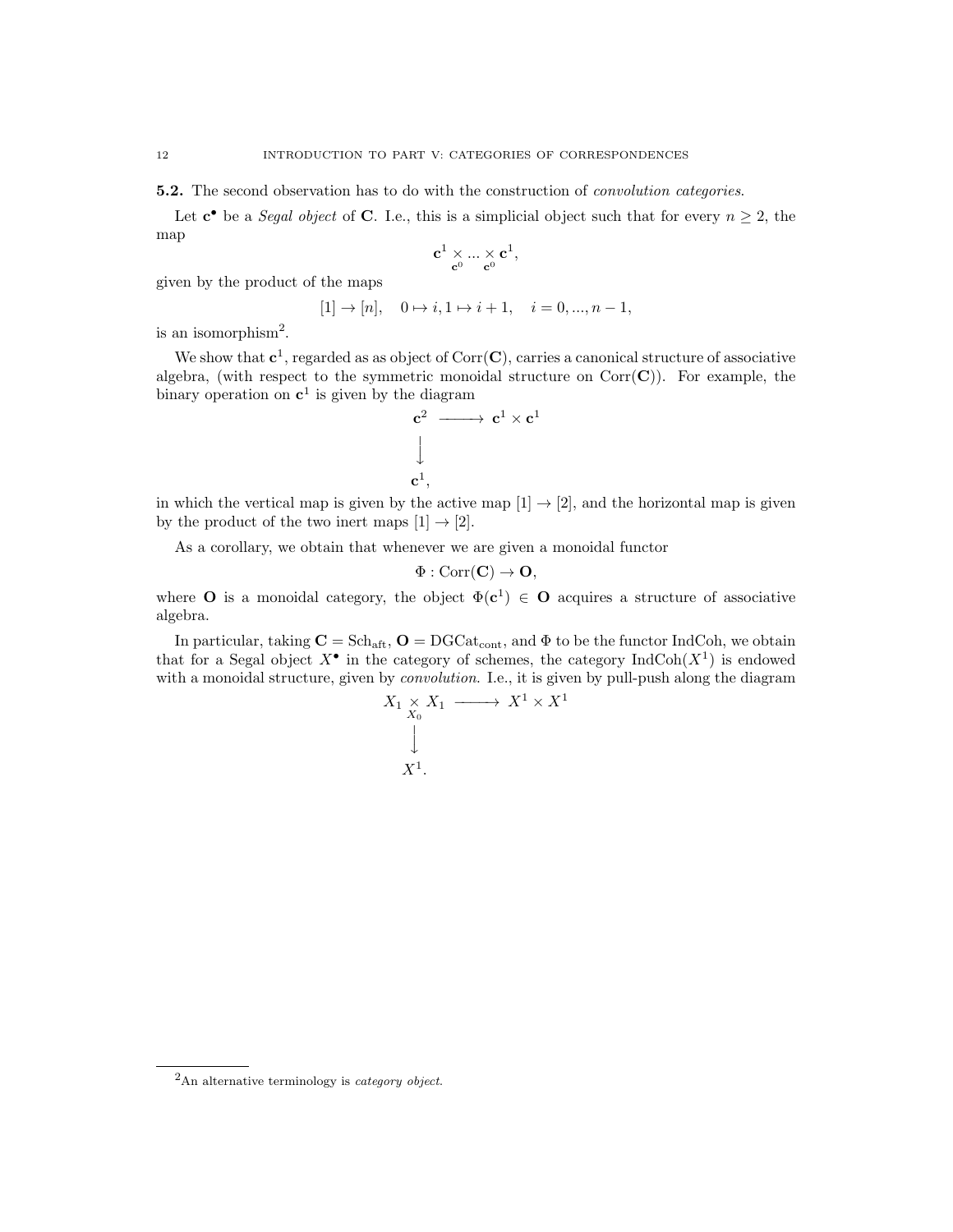**5.2.** The second observation has to do with the construction of *convolution categories*.

Let $\mathbf{c}^\bullet$ be a *Segal object* of $\mathbf{C}$. I.e., this is a simplicial object such that for every $n \geq 2$, the map

$$\mathbf{c}^1 \underset{\mathbf{c}^0}{\times} ... \underset{\mathbf{c}^0}{\times} \mathbf{c}^1,$$

given by the product of the maps

$$[1] \to [n], \quad 0 \mapsto i, 1 \mapsto i+1, \quad i = 0, ..., n-1,$$

is an isomorphism[2].

We show that $\mathbf{c}^1$, regarded as as object of $\mathrm{Corr}(\mathbf{C})$, carries a canonical structure of associative algebra, (with respect to the symmetric monoidal structure on $\mathrm{Corr}(\mathbf{C})$). For example, the binary operation on $\mathbf{c}^1$ is given by the diagram

$$\begin{array}{ccc} \mathbf{c}^2 & \longrightarrow & \mathbf{c}^1 \times \mathbf{c}^1 \\ \Big\downarrow & & \\ \mathbf{c}^1, & & \end{array}$$

in which the vertical map is given by the active map $[1] \to [2]$, and the horizontal map is given by the product of the two inert maps $[1] \to [2]$.

As a corollary, we obtain that whenever we are given a monoidal functor

$$\Phi : \mathrm{Corr}(\mathbf{C}) \to \mathbf{O},$$

where $\mathbf{O}$ is a monoidal category, the object $\Phi(\mathbf{c}^1) \in \mathbf{O}$ acquires a structure of associative algebra.

In particular, taking $\mathbf{C} = \mathrm{Sch}_{\mathrm{aft}}$, $\mathbf{O} = \mathrm{DGCat}_{\mathrm{cont}}$, and $\Phi$ to be the functor IndCoh, we obtain that for a Segal object $X^\bullet$ in the category of schemes, the category $\mathrm{IndCoh}(X^1)$ is endowed with a monoidal structure, given by *convolution*. I.e., it is given by pull-push along the diagram

$$\begin{array}{ccc} X_1 \underset{X_0}{\times} X_1 & \longrightarrow & X^1 \times X^1 \\ \Big\downarrow & & \\ X^1. & & \end{array}$$

---

[2] An alternative terminology is *category object*.